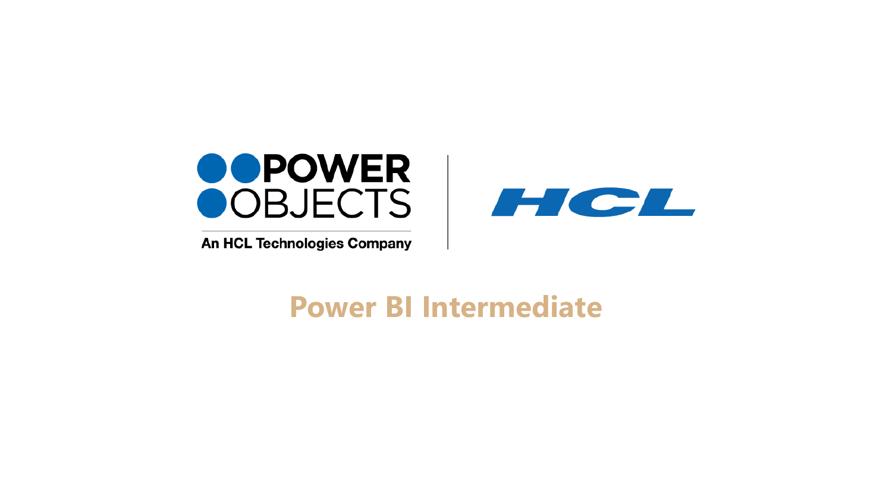POWER OBJECTS

An HCL Technologies Company

HCL

# Power BI Intermediate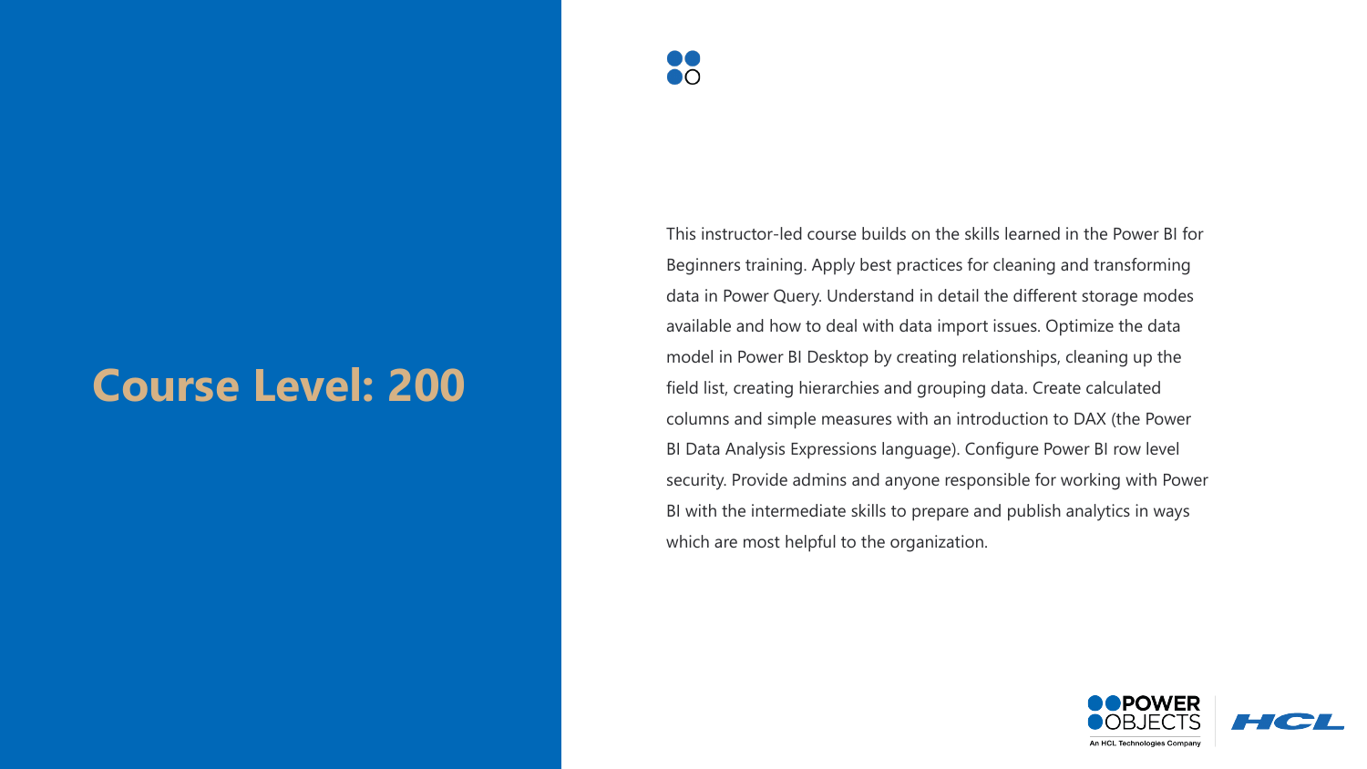# Course Level: 200

This instructor-led course builds on the skills learned in the Power BI for Beginners training. Apply best practices for cleaning and transforming data in Power Query. Understand in detail the different storage modes available and how to deal with data import issues. Optimize the data model in Power BI Desktop by creating relationships, cleaning up the field list, creating hierarchies and grouping data. Create calculated columns and simple measures with an introduction to DAX (the Power BI Data Analysis Expressions language). Configure Power BI row level security. Provide admins and anyone responsible for working with Power BI with the intermediate skills to prepare and publish analytics in ways which are most helpful to the organization.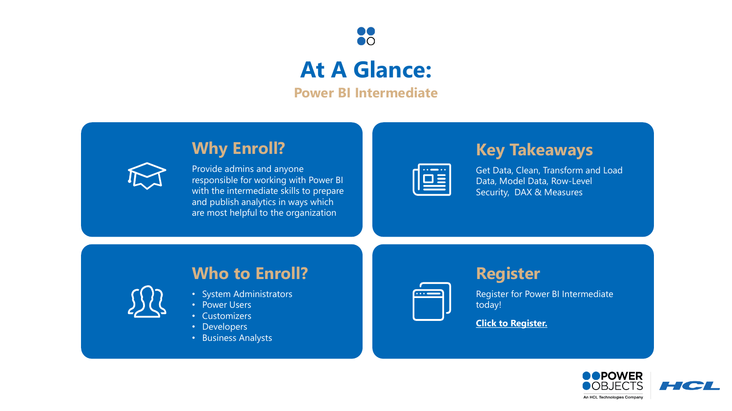# At A Glance:

## Power BI Intermediate

### Why Enroll?

Provide admins and anyone responsible for working with Power BI with the intermediate skills to prepare and publish analytics in ways which are most helpful to the organization

### Key Takeaways

Get Data, Clean, Transform and Load Data, Model Data, Row-Level Security, DAX & Measures

### Who to Enroll?

- System Administrators
- Power Users
- Customizers
- Developers
- Business Analysts

### Register

Register for Power BI Intermediate today!

**Click to Register.**

POWER OBJECTS
An HCL Technologies Company

HCL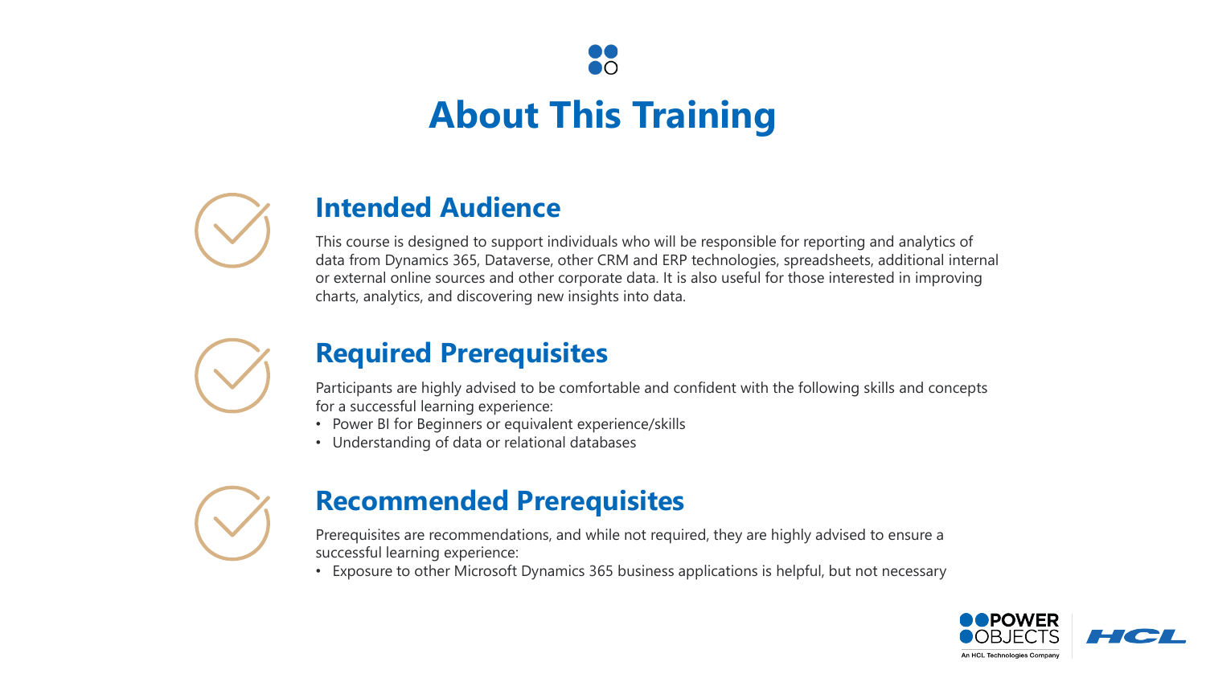# About This Training

## Intended Audience

This course is designed to support individuals who will be responsible for reporting and analytics of data from Dynamics 365, Dataverse, other CRM and ERP technologies, spreadsheets, additional internal or external online sources and other corporate data. It is also useful for those interested in improving charts, analytics, and discovering new insights into data.

## Required Prerequisites

Participants are highly advised to be comfortable and confident with the following skills and concepts for a successful learning experience:

- Power BI for Beginners or equivalent experience/skills
- Understanding of data or relational databases

## Recommended Prerequisites

Prerequisites are recommendations, and while not required, they are highly advised to ensure a successful learning experience:

- Exposure to other Microsoft Dynamics 365 business applications is helpful, but not necessary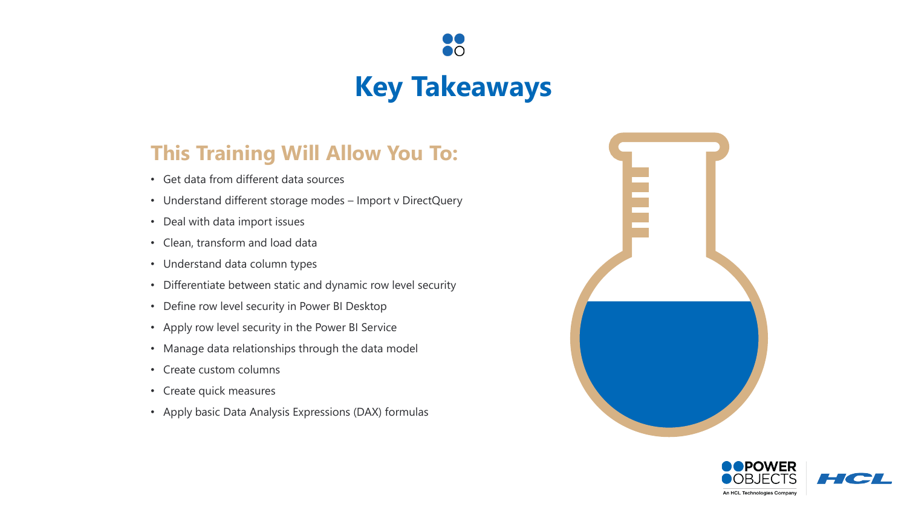# Key Takeaways

## This Training Will Allow You To:

- Get data from different data sources
- Understand different storage modes – Import v DirectQuery
- Deal with data import issues
- Clean, transform and load data
- Understand data column types
- Differentiate between static and dynamic row level security
- Define row level security in Power BI Desktop
- Apply row level security in the Power BI Service
- Manage data relationships through the data model
- Create custom columns
- Create quick measures
- Apply basic Data Analysis Expressions (DAX) formulas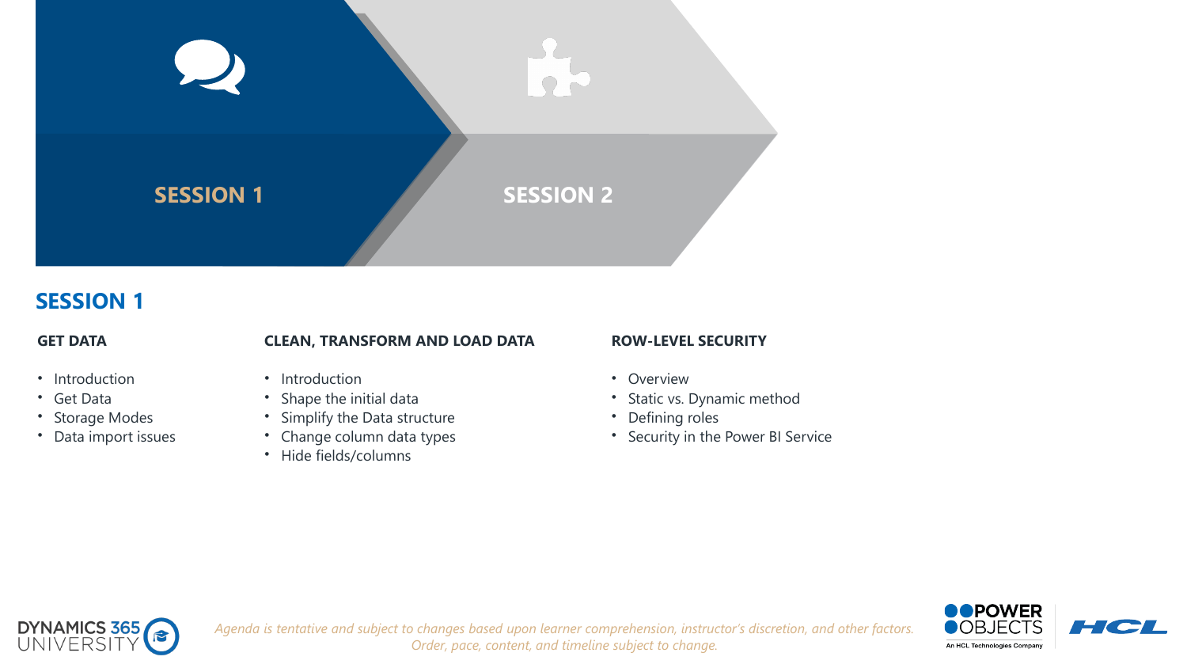SESSION 1

SESSION 2

## SESSION 1

### GET DATA

- Introduction
- Get Data
- Storage Modes
- Data import issues

### CLEAN, TRANSFORM AND LOAD DATA

- Introduction
- Shape the initial data
- Simplify the Data structure
- Change column data types
- Hide fields/columns

### ROW-LEVEL SECURITY

- Overview
- Static vs. Dynamic method
- Defining roles
- Security in the Power BI Service

*Agenda is tentative and subject to changes based upon learner comprehension, instructor's discretion, and other factors. Order, pace, content, and timeline subject to change.*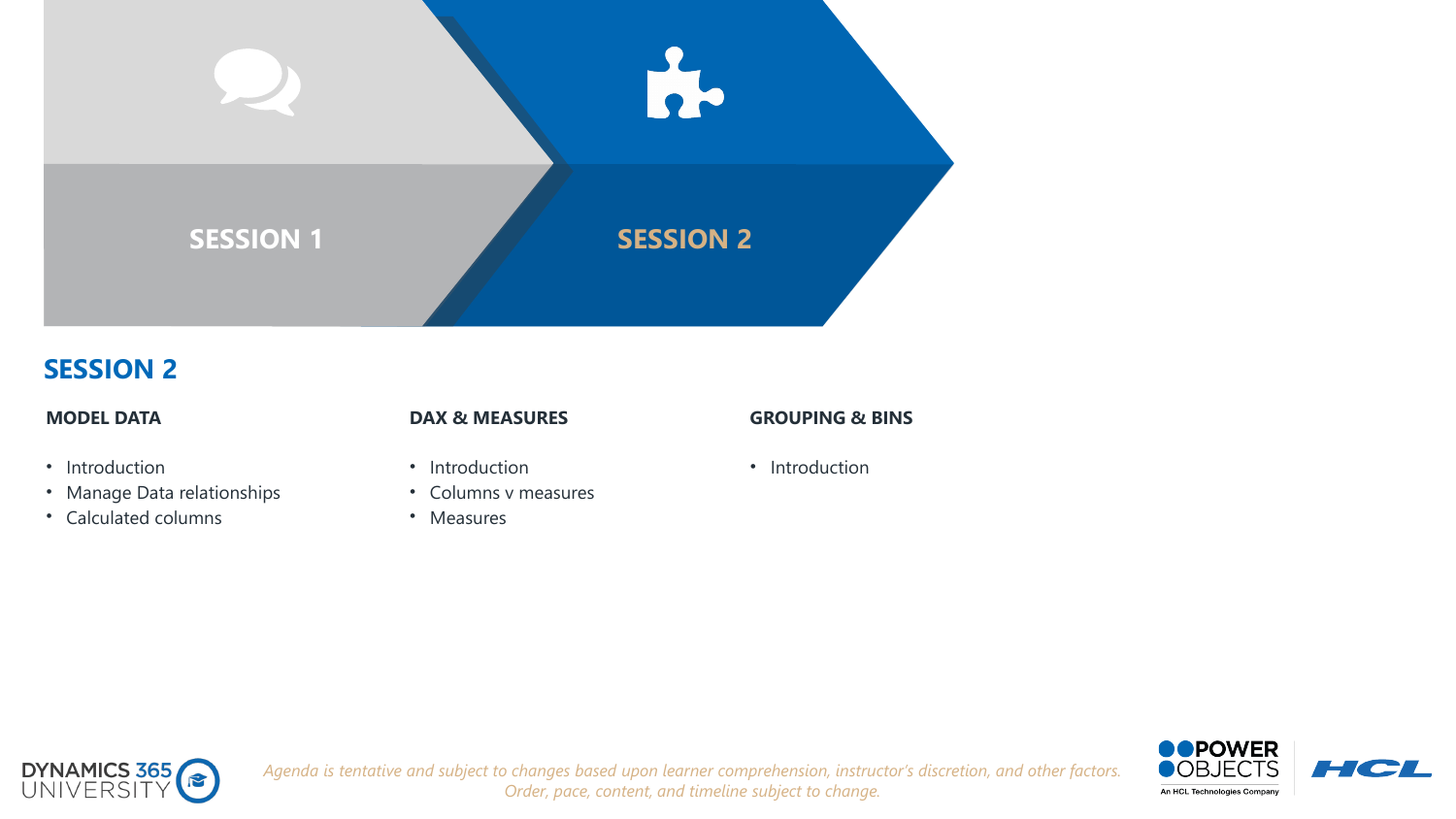SESSION 1

SESSION 2

## SESSION 2

### MODEL DATA

- Introduction
- Manage Data relationships
- Calculated columns

### DAX & MEASURES

- Introduction
- Columns v measures
- Measures

### GROUPING & BINS

- Introduction

*Agenda is tentative and subject to changes based upon learner comprehension, instructor's discretion, and other factors. Order, pace, content, and timeline subject to change.*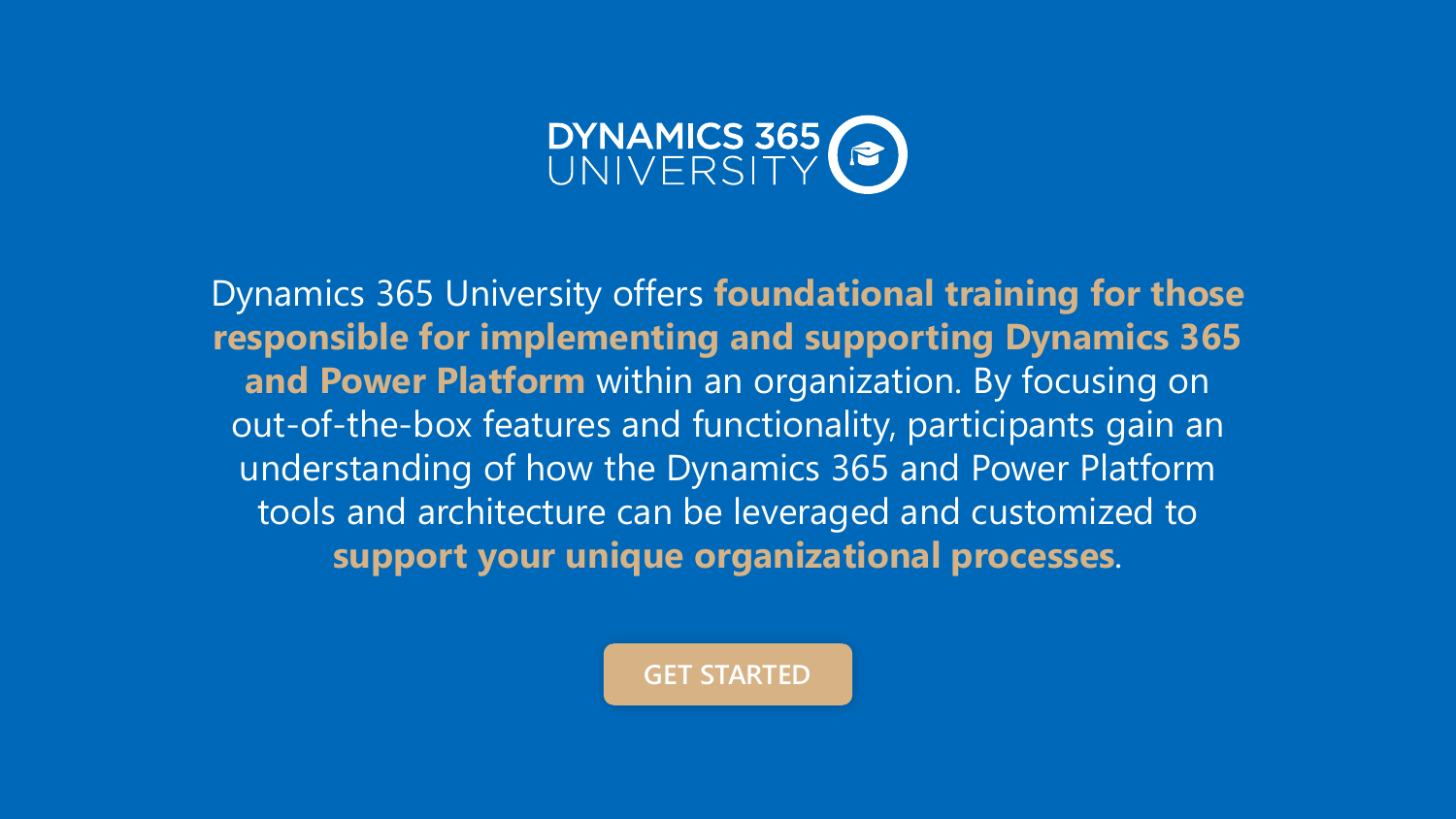**DYNAMICS 365**
UNIVERSITY

Dynamics 365 University offers **foundational training for those responsible for implementing and supporting Dynamics 365 and Power Platform** within an organization. By focusing on out-of-the-box features and functionality, participants gain an understanding of how the Dynamics 365 and Power Platform tools and architecture can be leveraged and customized to **support your unique organizational processes**.

GET STARTED